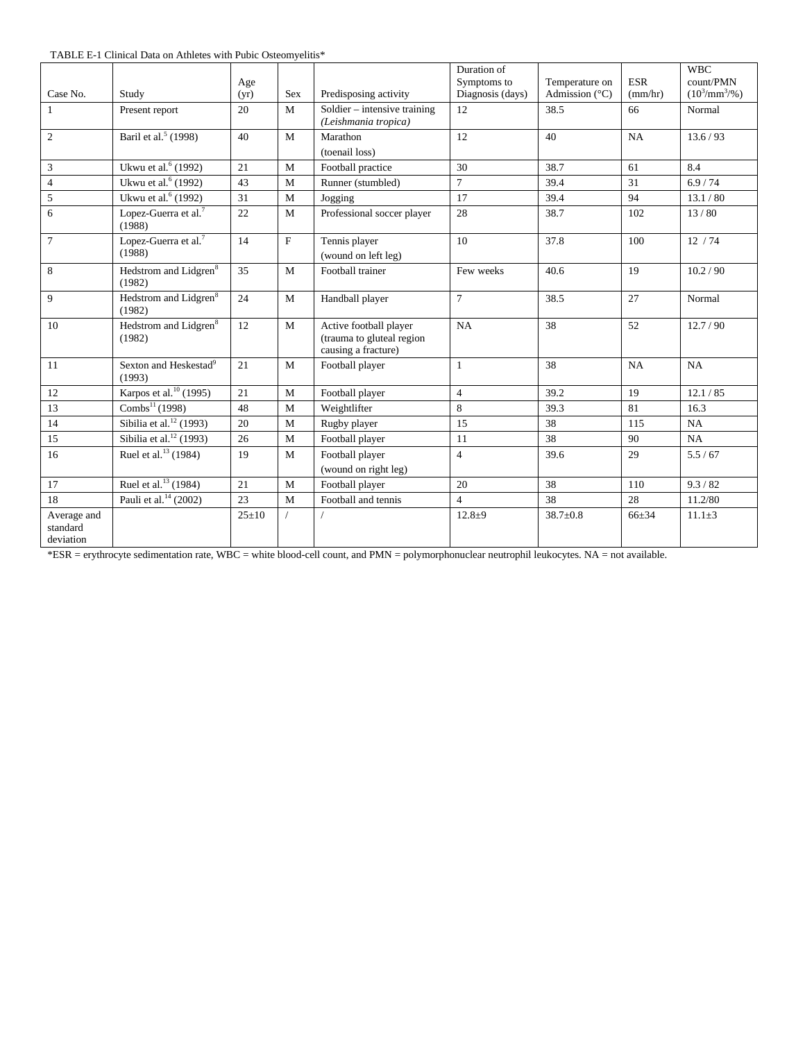TABLE E-1 Clinical Data on Athletes with Pubic Osteomyelitis*

| Case No. | Study | Age (yr) | Sex | Predisposing activity | Duration of Symptoms to Diagnosis (days) | Temperature on Admission (°C) | ESR (mm/hr) | WBC count/PMN ($10^3/mm^3$/%) |
|---|---|---|---|---|---|---|---|---|
| 1 | Present report | 20 | M | Soldier – intensive training *(Leishmania tropica)* | 12 | 38.5 | 66 | Normal |
| 2 | Baril et al.[5] (1998) | 40 | M | Marathon (toenail loss) | 12 | 40 | NA | 13.6 / 93 |
| 3 | Ukwu et al.[6] (1992) | 21 | M | Football practice | 30 | 38.7 | 61 | 8.4 |
| 4 | Ukwu et al.[6] (1992) | 43 | M | Runner (stumbled) | 7 | 39.4 | 31 | 6.9 / 74 |
| 5 | Ukwu et al.[6] (1992) | 31 | M | Jogging | 17 | 39.4 | 94 | 13.1 / 80 |
| 6 | Lopez-Guerra et al.[7] (1988) | 22 | M | Professional soccer player | 28 | 38.7 | 102 | 13 / 80 |
| 7 | Lopez-Guerra et al.[7] (1988) | 14 | F | Tennis player (wound on left leg) | 10 | 37.8 | 100 | 12 / 74 |
| 8 | Hedstrom and Lidgren[8] (1982) | 35 | M | Football trainer | Few weeks | 40.6 | 19 | 10.2 / 90 |
| 9 | Hedstrom and Lidgren[8] (1982) | 24 | M | Handball player | 7 | 38.5 | 27 | Normal |
| 10 | Hedstrom and Lidgren[8] (1982) | 12 | M | Active football player (trauma to gluteal region causing a fracture) | NA | 38 | 52 | 12.7 / 90 |
| 11 | Sexton and Heskestad[9] (1993) | 21 | M | Football player | 1 | 38 | NA | NA |
| 12 | Karpos et al.[10] (1995) | 21 | M | Football player | 4 | 39.2 | 19 | 12.1 / 85 |
| 13 | Combs[11] (1998) | 48 | M | Weightlifter | 8 | 39.3 | 81 | 16.3 |
| 14 | Sibilia et al.[12] (1993) | 20 | M | Rugby player | 15 | 38 | 115 | NA |
| 15 | Sibilia et al.[12] (1993) | 26 | M | Football player | 11 | 38 | 90 | NA |
| 16 | Ruel et al.[13] (1984) | 19 | M | Football player (wound on right leg) | 4 | 39.6 | 29 | 5.5 / 67 |
| 17 | Ruel et al.[13] (1984) | 21 | M | Football player | 20 | 38 | 110 | 9.3 / 82 |
| 18 | Pauli et al.[14] (2002) | 23 | M | Football and tennis | 4 | 38 | 28 | 11.2/80 |
| Average and standard deviation | | 25±10 | / | / | 12.8±9 | 38.7±0.8 | 66±34 | 11.1±3 |

*ESR = erythrocyte sedimentation rate, WBC = white blood-cell count, and PMN = polymorphonuclear neutrophil leukocytes. NA = not available.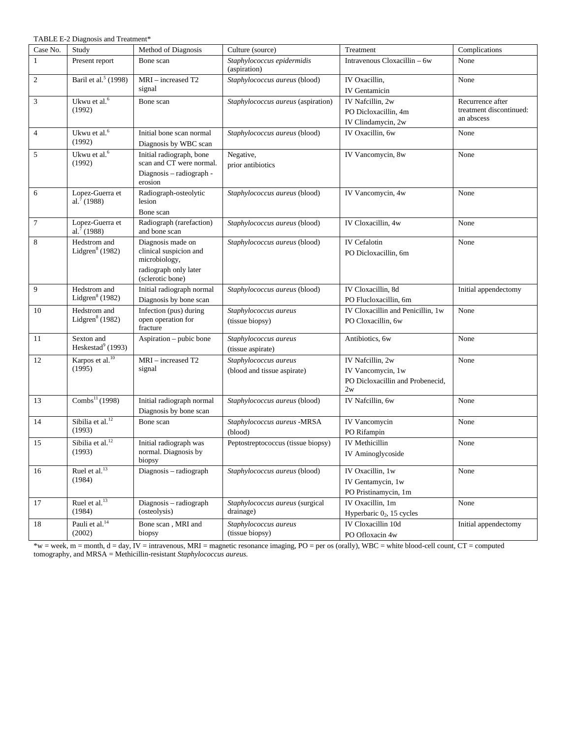TABLE E-2 Diagnosis and Treatment*

| Case No. | Study | Method of Diagnosis | Culture (source) | Treatment | Complications |
|---|---|---|---|---|---|
| 1 | Present report | Bone scan | *Staphylococcus epidermidis* (aspiration) | Intravenous Cloxacillin – 6w | None |
| 2 | Baril et al.[5] (1998) | MRI – increased T2 signal | *Staphylococcus aureus* (blood) | IV Oxacillin, IV Gentamicin | None |
| 3 | Ukwu et al.[6] (1992) | Bone scan | *Staphylococcus aureus* (aspiration) | IV Nafcillin, 2w PO Dicloxacillin, 4m IV Clindamycin, 2w | Recurrence after treatment discontinued: an abscess |
| 4 | Ukwu et al.[6] (1992) | Initial bone scan normal Diagnosis by WBC scan | *Staphylococcus aureus* (blood) | IV Oxacillin, 6w | None |
| 5 | Ukwu et al.[6] (1992) | Initial radiograph, bone scan and CT were normal. Diagnosis – radiograph - erosion | Negative, prior antibiotics | IV Vancomycin, 8w | None |
| 6 | Lopez-Guerra et al.[7] (1988) | Radiograph-osteolytic lesion Bone scan | *Staphylococcus aureus* (blood) | IV Vancomycin, 4w | None |
| 7 | Lopez-Guerra et al.[7] (1988) | Radiograph (rarefaction) and bone scan | *Staphylococcus aureus* (blood) | IV Cloxacillin, 4w | None |
| 8 | Hedstrom and Lidgren[8] (1982) | Diagnosis made on clinical suspicion and microbiology, radiograph only later (sclerotic bone) | *Staphylococcus aureus* (blood) | IV Cefalotin PO Dicloxacillin, 6m | None |
| 9 | Hedstrom and Lidgren[8] (1982) | Initial radiograph normal Diagnosis by bone scan | *Staphylococcus aureus* (blood) | IV Cloxacillin, 8d PO Flucloxacillin, 6m | Initial appendectomy |
| 10 | Hedstrom and Lidgren[8] (1982) | Infection (pus) during open operation for fracture | *Staphylococcus aureus* (tissue biopsy) | IV Cloxacillin and Penicillin, 1w PO Cloxacillin, 6w | None |
| 11 | Sexton and Heskestad[9] (1993) | Aspiration – pubic bone | *Staphylococcus aureus* (tissue aspirate) | Antibiotics, 6w | None |
| 12 | Karpos et al.[10] (1995) | MRI – increased T2 signal | *Staphylococcus aureus* (blood and tissue aspirate) | IV Nafcillin, 2w IV Vancomycin, 1w PO Dicloxacillin and Probenecid, 2w | None |
| 13 | Combs[11] (1998) | Initial radiograph normal Diagnosis by bone scan | *Staphylococcus aureus* (blood) | IV Nafcillin, 6w | None |
| 14 | Sibilia et al.[12] (1993) | Bone scan | *Staphylococcus aureus* -MRSA (blood) | IV Vancomycin PO Rifampin | None |
| 15 | Sibilia et al.[12] (1993) | Initial radiograph was normal. Diagnosis by biopsy | Peptostreptococcus (tissue biopsy) | IV Methicillin IV Aminoglycoside | None |
| 16 | Ruel et al.[13] (1984) | Diagnosis – radiograph | *Staphylococcus aureus* (blood) | IV Oxacillin, 1w IV Gentamycin, 1w PO Pristinamycin, 1m | None |
| 17 | Ruel et al.[13] (1984) | Diagnosis – radiograph (osteolysis) | *Staphylococcus aureus* (surgical drainage) | IV Oxacillin, 1m Hyperbaric $0_2$, 15 cycles | None |
| 18 | Pauli et al.[14] (2002) | Bone scan , MRI and biopsy | *Staphylococcus aureus* (tissue biopsy) | IV Cloxacillin 10d PO Ofloxacin 4w | Initial appendectomy |

*w = week, m = month, d = day, IV = intravenous, MRI = magnetic resonance imaging, PO = per os (orally), WBC = white blood-cell count, CT = computed tomography, and MRSA = Methicillin-resistant *Staphylococcus aureus*.